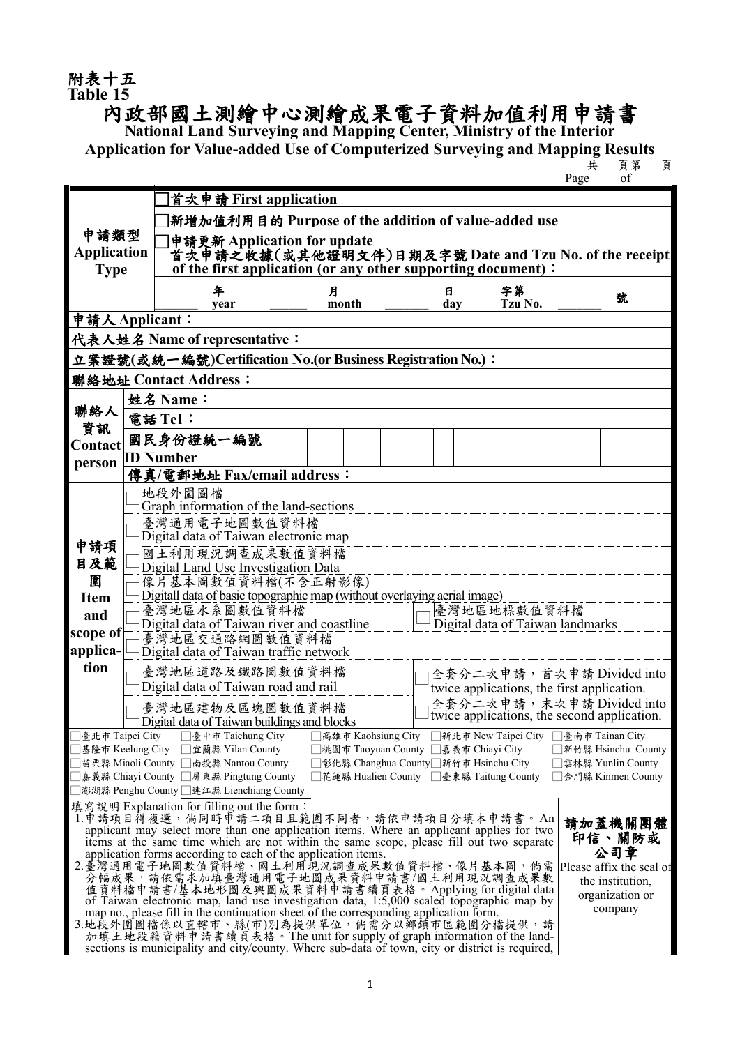附表十五
Table 15

# 內政部國土測繪中心測繪成果電子資料加值利用申請書

**National Land Surveying and Mapping Center, Ministry of the Interior**
**Application for Value-added Use of Computerized Surveying and Mapping Results**

共 頁第 頁
Page of

| | |
|---|---|
| **申請類型 Application Type** | □**首次申請 First application** |
| | □**新增加值利用目的 Purpose of the addition of value-added use** |
| | □**申請更新 Application for update** <br> **首次申請之收據(或其他證明文件)日期及字號 Date and Tzu No. of the receipt of the first application (or any other supporting document)：** |
| | ______ 年 year ______ 月 month ______ 日 day 字第 Tzu No. ______ 號 |
| **申請人 Applicant：** | |
| **代表人姓名 Name of representative：** | |
| **立案證號(或統一編號)Certification No.(or Business Registration No.)：** | |
| **聯絡地址 Contact Address：** | |
| **聯絡人資訊 Contact person** | **姓名 Name：** |
| | **電話 Tel：** |
| | **國民身份證統一編號 ID Number** |
| | **傳真/電郵地址 Fax/email address：** |
| **申請項目及範圍 Item and scope of application** | □地段外圍圖檔 Graph information of the land-sections |
| | □臺灣通用電子地圖數值資料檔 Digital data of Taiwan electronic map |
| | □國土利用現況調查成果數值資料檔 Digital Land Use Investigation Data |
| | □像片基本圖數值資料檔(不含正射影像) Digitall data of basic topographic map (without overlaying aerial image) |
| | □臺灣地區水系圖數值資料檔 Digital data of Taiwan river and coastline　□臺灣地區地標數值資料檔 Digital data of Taiwan landmarks |
| | □臺灣地區交通路網圖數值資料檔 Digital data of Taiwan traffic network |
| | □臺灣地區道路及鐵路圖數值資料檔 Digital data of Taiwan road and rail　□全套分二次申請，首次申請 Divided into twice applications, the first application. |
| | □臺灣地區建物及區塊圖數值資料檔 Digital data of Taiwan buildings and blocks　□全套分二次申請，末次申請 Divided into twice applications, the second application. |

□臺北市 Taipei City □臺中市 Taichung City □高雄市 Kaohsiung City □新北市 New Taipei City □臺南市 Tainan City
□基隆市 Keelung City □宜蘭縣 Yilan County □桃園市 Taoyuan County □嘉義市 Chiayi City □新竹縣 Hsinchu County
□苗栗縣 Miaoli County □南投縣 Nantou County □彰化縣 Changhua County □新竹市 Hsinchu City □雲林縣 Yunlin County
□嘉義縣 Chiayi County □屏東縣 Pingtung County □花蓮縣 Hualien County □臺東縣 Taitung County □金門縣 Kinmen County
□澎湖縣 Penghu County □連江縣 Lienchiang County

填寫說明 Explanation for filling out the form：

1. 申請項目得複選，倘同時申請二項目且範圍不同者，請依申請項目分填本申請書。An applicant may select more than one application items. Where an applicant applies for two items at the same time which are not within the same scope, please fill out two separate application forms according to each of the application items.
2. 臺灣通用電子地圖數值資料檔、國土利用現況調查成果數值資料檔、像片基本圖，倘需分幅成果，請依需求加填臺灣通用電子地圖成果資料申請書/國土利用現況調查成果數值資料檔申請書/基本地形圖及輿圖成果資料申請書續頁表格。Applying for digital data of Taiwan electronic map, land use investigation data, 1:5,000 scaled topographic map by map no., please fill in the continuation sheet of the corresponding application form.
3. 地段外圍圖檔係以直轄市、縣(市)別為提供單位，倘需分以鄉鎮市區範圍分檔提供，請加填土地段籍資料申請書續頁表格。The unit for supply of graph information of the land-sections is municipality and city/county. Where sub-data of town, city or district is required,

**請加蓋機關團體印信、關防或公司章**
Please affix the seal of the institution, organization or company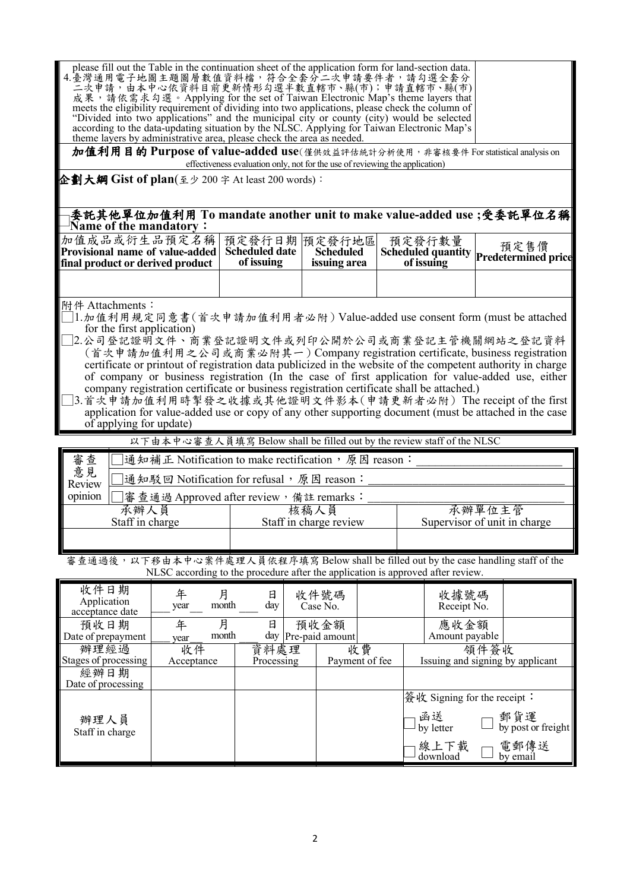please fill out the Table in the continuation sheet of the application form for land-section data.

4.臺灣通用電子地圖主題圖層數值資料檔，符合全套分二次申請要件者，請勾選全套分二次申請，由本中心依資料目前更新情形勾選半數直轄市、縣(市)；申請直轄市、縣(市)成果，請依需求勾選。Applying for the set of Taiwan Electronic Map's theme layers that meets the eligibility requirement of dividing into two applications, please check the column of "Divided into two applications" and the municipal city or county (city) would be selected according to the data-updating situation by the NLSC. Applying for Taiwan Electronic Map's theme layers by administrative area, please check the area as needed.

**加值利用目的 Purpose of value-added use**(僅供效益評估統計分析使用，非審核要件 For statistical analysis on effectiveness evaluation only, not for the use of reviewing the application)

**企劃大綱 Gist of plan**(至少 200 字 At least 200 words)：

☐**委託其他單位加值利用 To mandate another unit to make value-added use ;受委託單位名稱 Name of the mandatory：**

| 加值成品或衍生品預定名稱 Provisional name of value-added final product or derived product | 預定發行日期 Scheduled date of issuing | 預定發行地區 Scheduled issuing area | 預定發行數量 Scheduled quantity of issuing | 預定售價 Predetermined price |
|---|---|---|---|---|
| | | | | |

附件 Attachments：

☐1.加值利用規定同意書(首次申請加值利用者必附) Value-added use consent form (must be attached for the first application)

☐2.公司登記證明文件、商業登記證明文件或列印公開於公司或商業登記主管機關網站之登記資料(首次申請加值利用之公司或商業必附其一) Company registration certificate, business registration certificate or printout of registration data publicized in the website of the competent authority in charge of company or business registration (In the case of first application for value-added use, either company registration certificate or business registration certificate shall be attached.)

☐3.首次申請加值利用時掣發之收據或其他證明文件影本(申請更新者必附) The receipt of the first application for value-added use or copy of any other supporting document (must be attached in the case of applying for update)

以下由本中心審查人員填寫 Below shall be filled out by the review staff of the NLSC

| 審查意見 Review opinion | | |
|---|---|---|
| ☐通知補正 Notification to make rectification，原因 reason：________ | | |
| ☐通知駁回 Notification for refusal，原因 reason：________ | | |
| ☐審查通過 Approved after review，備註 remarks：________ | | |
| 承辦人員 Staff in charge | 核稿人員 Staff in charge review | 承辦單位主管 Supervisor of unit in charge |
| | | |

審查通過後，以下移由本中心案件處理人員依程序填寫 Below shall be filled out by the case handling staff of the NLSC according to the procedure after the application is approved after review.

| 收件日期 Application acceptance date | ___年 year ___月 month ___日 day | 收件號碼 Case No. | | 收據號碼 Receipt No. | |
|---|---|---|---|---|---|
| 預收日期 Date of prepayment | ___年 year ___月 month ___日 day | 預收金額 Pre-paid amount | | 應收金額 Amount payable | |
| 辦理經過 Stages of processing | 收件 Acceptance | 資料處理 Processing | 收費 Payment of fee | 領件簽收 Issuing and signing by applicant | |
| 經辦日期 Date of processing | | | | | |
| 辦理人員 Staff in charge | | | | 簽收 Signing for the receipt：☐函送 by letter ☐郵貨運 by post or freight ☐線上下載 download ☐電郵傳送 by email | |